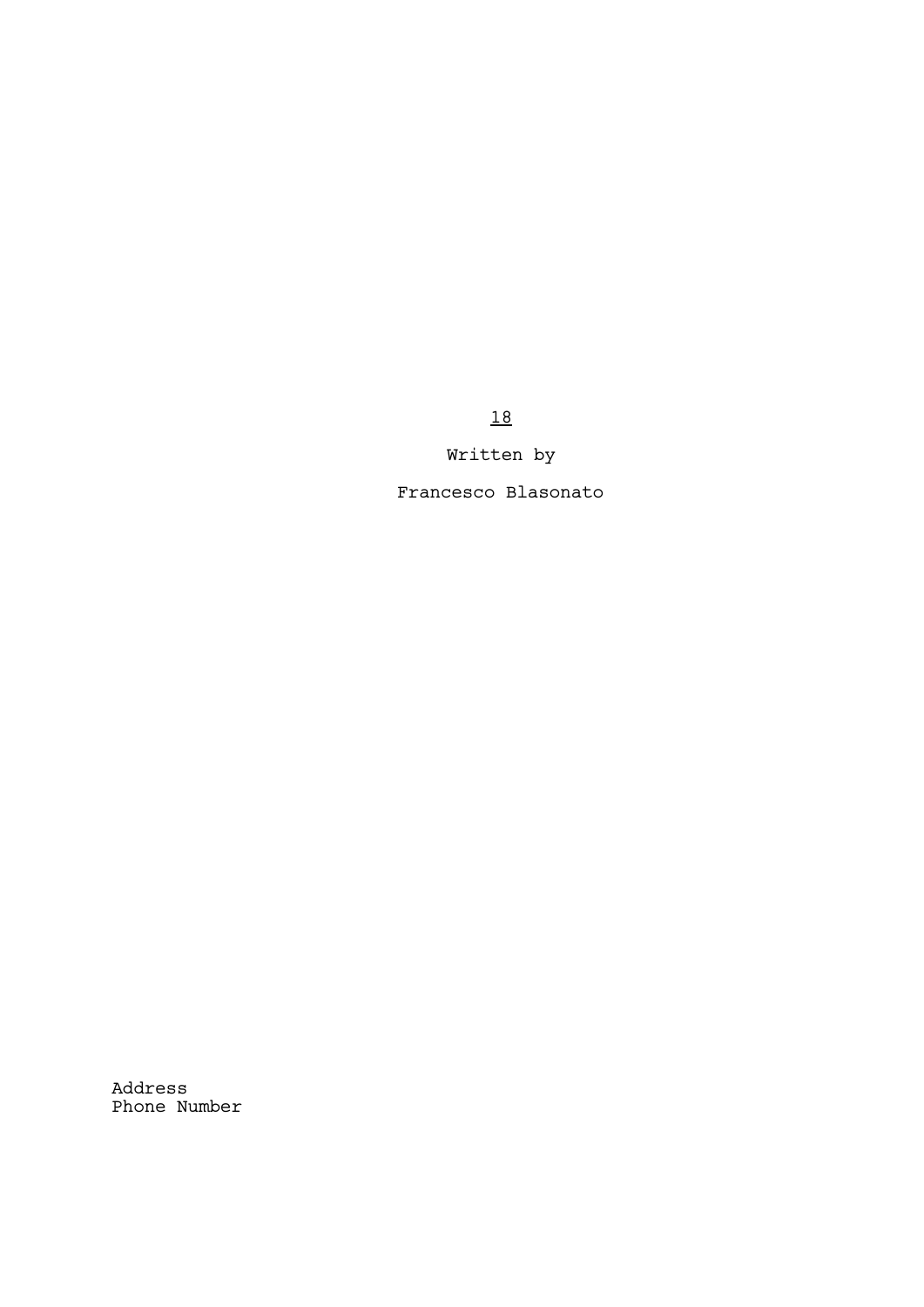<u>18</u>

Written by

Francesco Blasonato

Address
Phone Number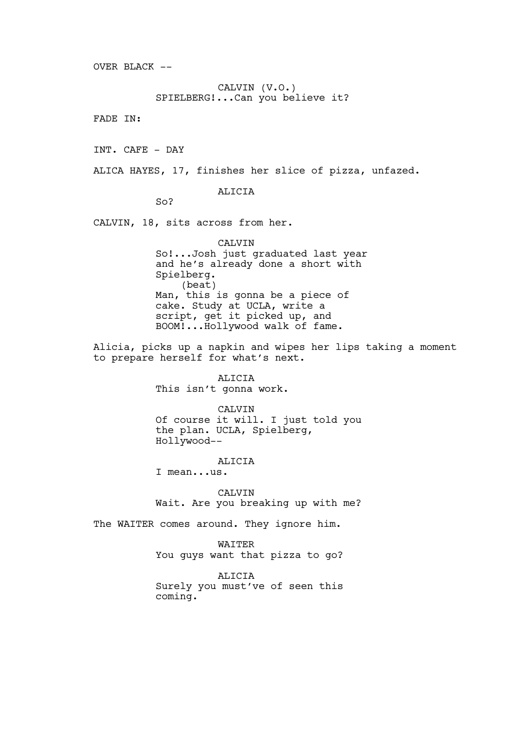OVER BLACK --

CALVIN (V.O.)
SPIELBERG!...Can you believe it?

FADE IN:

INT. CAFE - DAY

ALICA HAYES, 17, finishes her slice of pizza, unfazed.

ALICIA
So?

CALVIN, 18, sits across from her.

CALVIN
So!...Josh just graduated last year and he's already done a short with Spielberg.
(beat)
Man, this is gonna be a piece of cake. Study at UCLA, write a script, get it picked up, and BOOM!...Hollywood walk of fame.

Alicia, picks up a napkin and wipes her lips taking a moment to prepare herself for what's next.

ALICIA
This isn't gonna work.

CALVIN
Of course it will. I just told you the plan. UCLA, Spielberg, Hollywood--

ALICIA
I mean...us.

CALVIN
Wait. Are you breaking up with me?

The WAITER comes around. They ignore him.

WAITER
You guys want that pizza to go?

ALICIA
Surely you must've of seen this coming.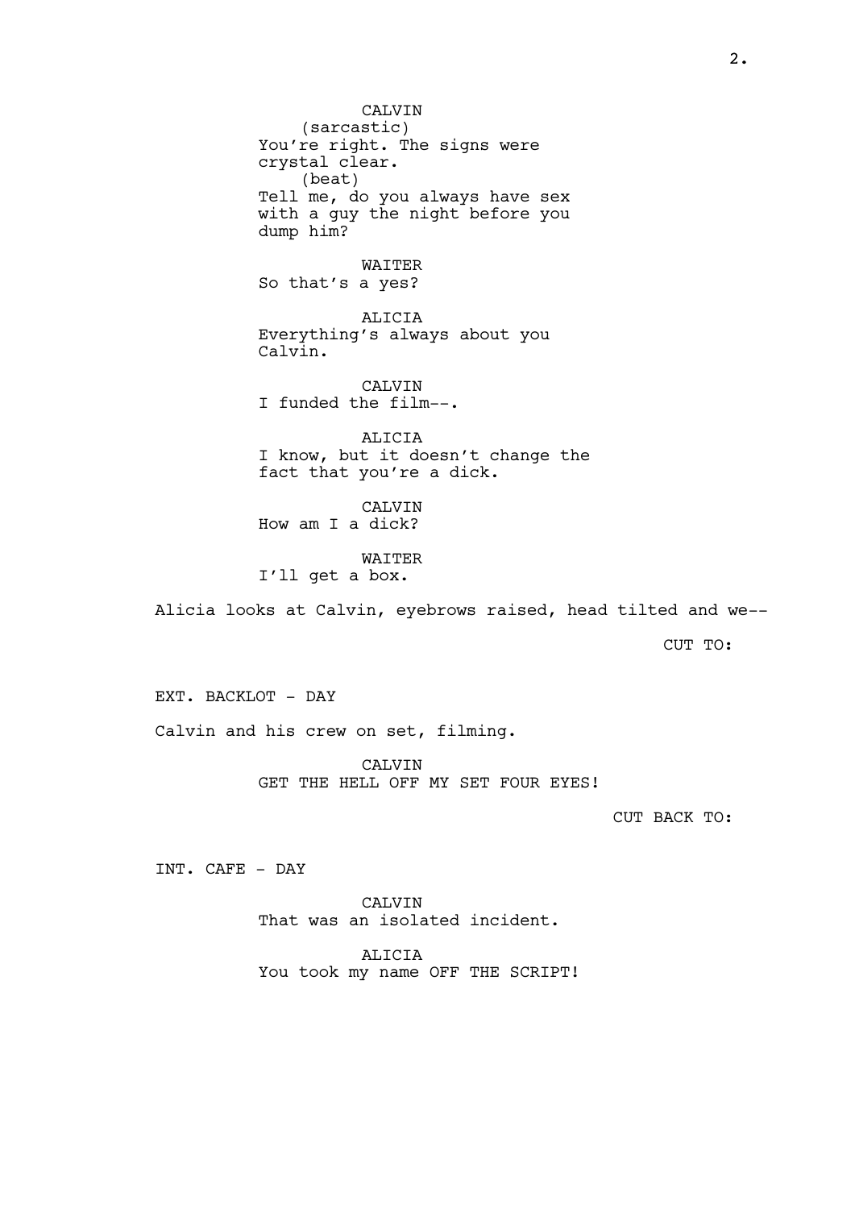CALVIN
(sarcastic)
You're right. The signs were crystal clear.
(beat)
Tell me, do you always have sex with a guy the night before you dump him?

WAITER
So that's a yes?

ALICIA
Everything's always about you Calvin.

CALVIN
I funded the film--.

ALICIA
I know, but it doesn't change the fact that you're a dick.

CALVIN
How am I a dick?

WAITER
I'll get a box.

Alicia looks at Calvin, eyebrows raised, head tilted and we--

CUT TO:

EXT. BACKLOT - DAY

Calvin and his crew on set, filming.

CALVIN
GET THE HELL OFF MY SET FOUR EYES!

CUT BACK TO:

INT. CAFE - DAY

CALVIN
That was an isolated incident.

ALICIA
You took my name OFF THE SCRIPT!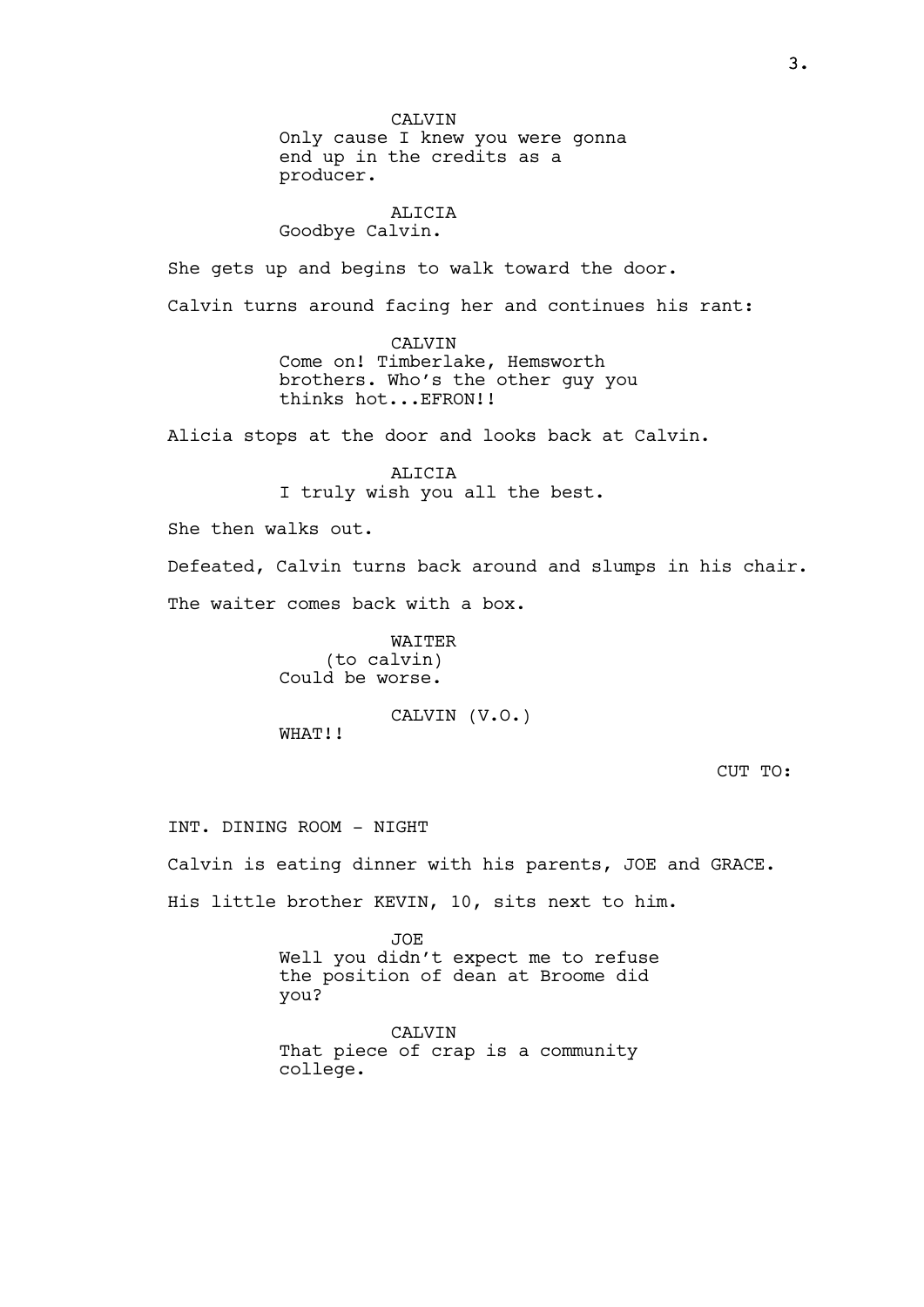CALVIN
Only cause I knew you were gonna end up in the credits as a producer.

ALICIA
Goodbye Calvin.

She gets up and begins to walk toward the door.

Calvin turns around facing her and continues his rant:

CALVIN
Come on! Timberlake, Hemsworth brothers. Who's the other guy you thinks hot...EFRON!!

Alicia stops at the door and looks back at Calvin.

ALICIA
I truly wish you all the best.

She then walks out.

Defeated, Calvin turns back around and slumps in his chair.

The waiter comes back with a box.

WAITER
(to calvin)
Could be worse.

CALVIN (V.O.)
WHAT!!

CUT TO:

INT. DINING ROOM - NIGHT

Calvin is eating dinner with his parents, JOE and GRACE.

His little brother KEVIN, 10, sits next to him.

JOE
Well you didn't expect me to refuse the position of dean at Broome did you?

CALVIN
That piece of crap is a community college.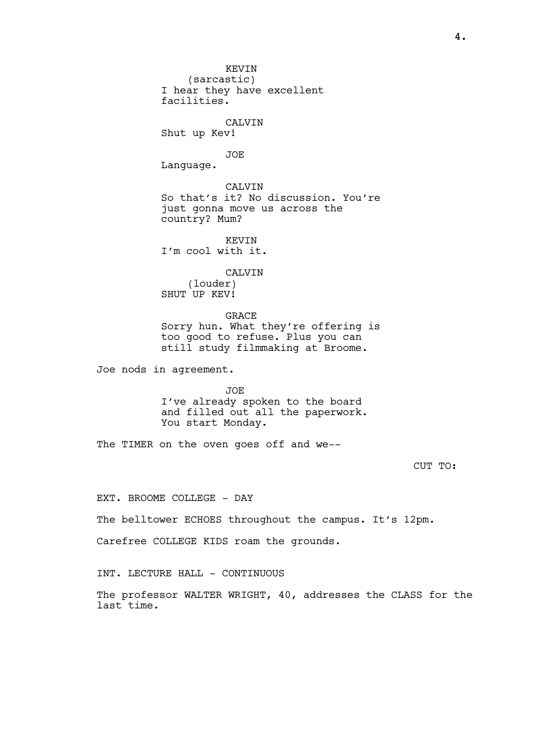KEVIN
(sarcastic)
I hear they have excellent facilities.

CALVIN
Shut up Kev!

JOE
Language.

CALVIN
So that's it? No discussion. You're just gonna move us across the country? Mum?

KEVIN
I'm cool with it.

CALVIN
(louder)
SHUT UP KEV!

GRACE
Sorry hun. What they're offering is too good to refuse. Plus you can still study filmmaking at Broome.

Joe nods in agreement.

JOE
I've already spoken to the board and filled out all the paperwork. You start Monday.

The TIMER on the oven goes off and we--

CUT TO:

EXT. BROOME COLLEGE - DAY

The belltower ECHOES throughout the campus. It's 12pm.

Carefree COLLEGE KIDS roam the grounds.

INT. LECTURE HALL - CONTINUOUS

The professor WALTER WRIGHT, 40, addresses the CLASS for the last time.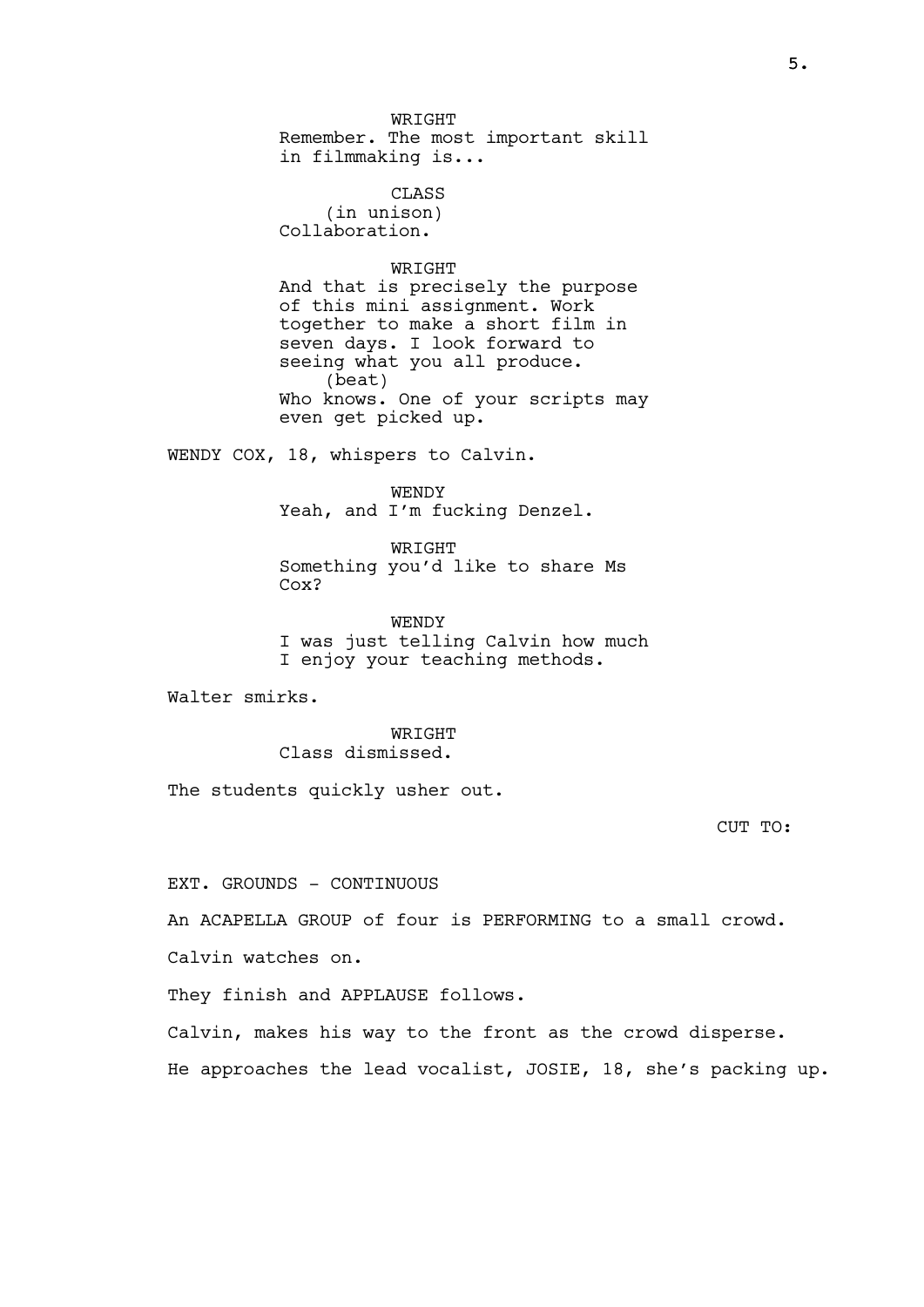WRIGHT
Remember. The most important skill in filmmaking is...

CLASS
(in unison)
Collaboration.

WRIGHT
And that is precisely the purpose of this mini assignment. Work together to make a short film in seven days. I look forward to seeing what you all produce.
(beat)
Who knows. One of your scripts may even get picked up.

WENDY COX, 18, whispers to Calvin.

WENDY
Yeah, and I'm fucking Denzel.

WRIGHT
Something you'd like to share Ms Cox?

WENDY
I was just telling Calvin how much I enjoy your teaching methods.

Walter smirks.

WRIGHT
Class dismissed.

The students quickly usher out.

CUT TO:

EXT. GROUNDS - CONTINUOUS

An ACAPELLA GROUP of four is PERFORMING to a small crowd.

Calvin watches on.

They finish and APPLAUSE follows.

Calvin, makes his way to the front as the crowd disperse.

He approaches the lead vocalist, JOSIE, 18, she's packing up.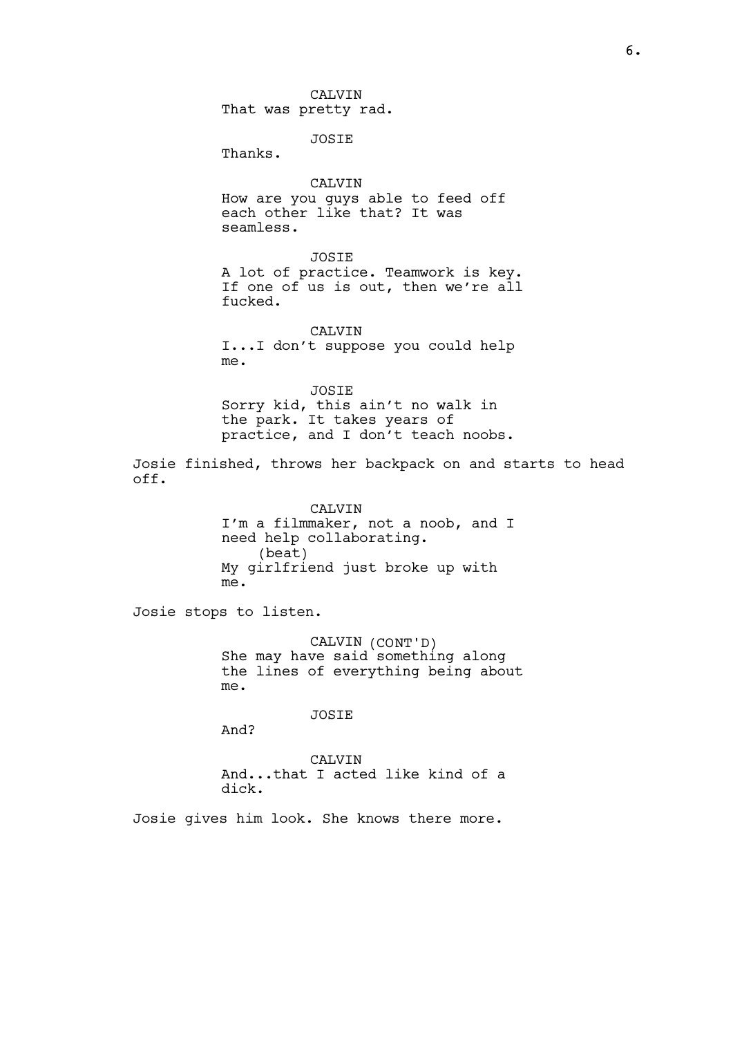CALVIN
That was pretty rad.

JOSIE
Thanks.

CALVIN
How are you guys able to feed off each other like that? It was seamless.

JOSIE
A lot of practice. Teamwork is key. If one of us is out, then we're all fucked.

CALVIN
I...I don't suppose you could help me.

JOSIE
Sorry kid, this ain't no walk in the park. It takes years of practice, and I don't teach noobs.

Josie finished, throws her backpack on and starts to head off.

CALVIN
I'm a filmmaker, not a noob, and I need help collaborating.
(beat)
My girlfriend just broke up with me.

Josie stops to listen.

CALVIN (CONT'D)
She may have said something along the lines of everything being about me.

JOSIE
And?

CALVIN
And...that I acted like kind of a dick.

Josie gives him look. She knows there more.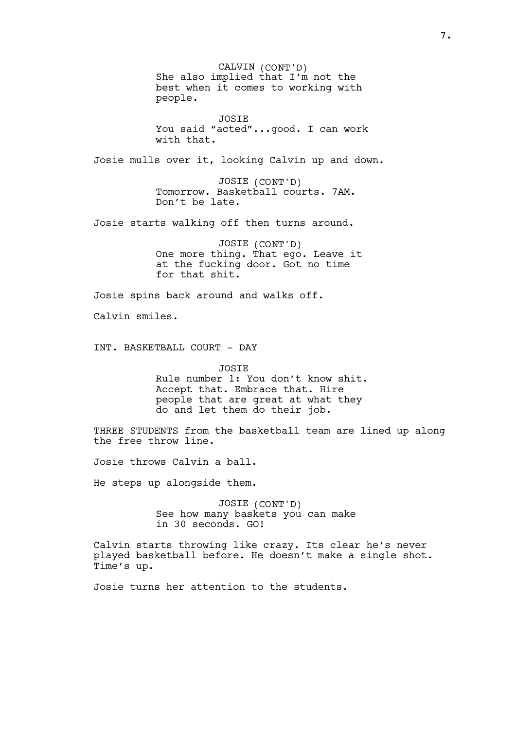CALVIN (CONT'D)
She also implied that I'm not the best when it comes to working with people.

JOSIE
You said "acted"...good. I can work with that.

Josie mulls over it, looking Calvin up and down.

JOSIE (CONT'D)
Tomorrow. Basketball courts. 7AM. Don't be late.

Josie starts walking off then turns around.

JOSIE (CONT'D)
One more thing. That ego. Leave it at the fucking door. Got no time for that shit.

Josie spins back around and walks off.

Calvin smiles.

INT. BASKETBALL COURT - DAY

JOSIE
Rule number 1: You don't know shit. Accept that. Embrace that. Hire people that are great at what they do and let them do their job.

THREE STUDENTS from the basketball team are lined up along the free throw line.

Josie throws Calvin a ball.

He steps up alongside them.

JOSIE (CONT'D)
See how many baskets you can make in 30 seconds. GO!

Calvin starts throwing like crazy. Its clear he's never played basketball before. He doesn't make a single shot. Time's up.

Josie turns her attention to the students.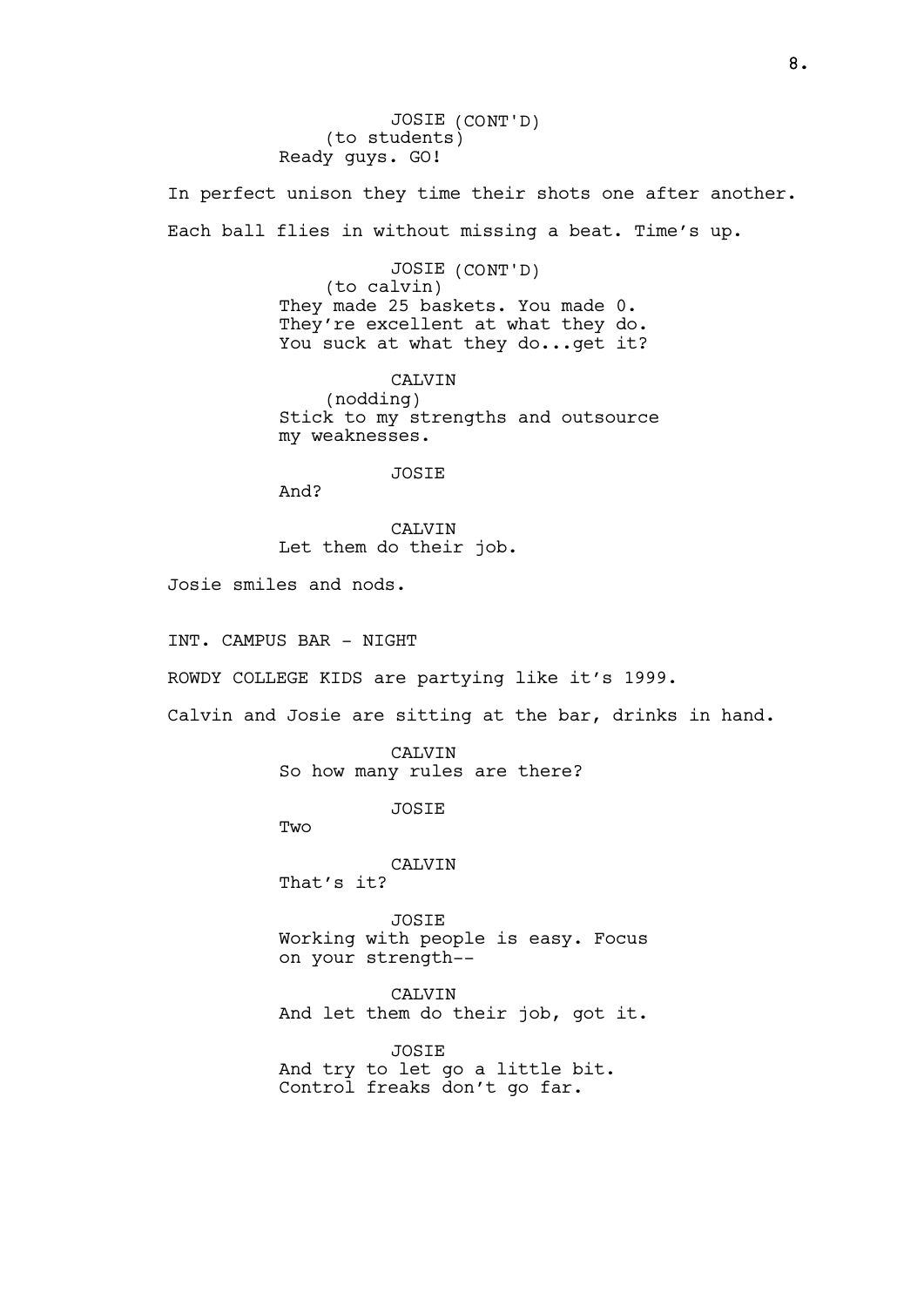JOSIE (CONT'D)
(to students)
Ready guys. GO!

In perfect unison they time their shots one after another.

Each ball flies in without missing a beat. Time's up.

JOSIE (CONT'D)
(to calvin)
They made 25 baskets. You made 0.
They're excellent at what they do.
You suck at what they do...get it?

CALVIN
(nodding)
Stick to my strengths and outsource
my weaknesses.

JOSIE
And?

CALVIN
Let them do their job.

Josie smiles and nods.

INT. CAMPUS BAR - NIGHT

ROWDY COLLEGE KIDS are partying like it's 1999.

Calvin and Josie are sitting at the bar, drinks in hand.

CALVIN
So how many rules are there?

JOSIE
Two

CALVIN
That's it?

JOSIE
Working with people is easy. Focus
on your strength--

CALVIN
And let them do their job, got it.

JOSIE
And try to let go a little bit.
Control freaks don't go far.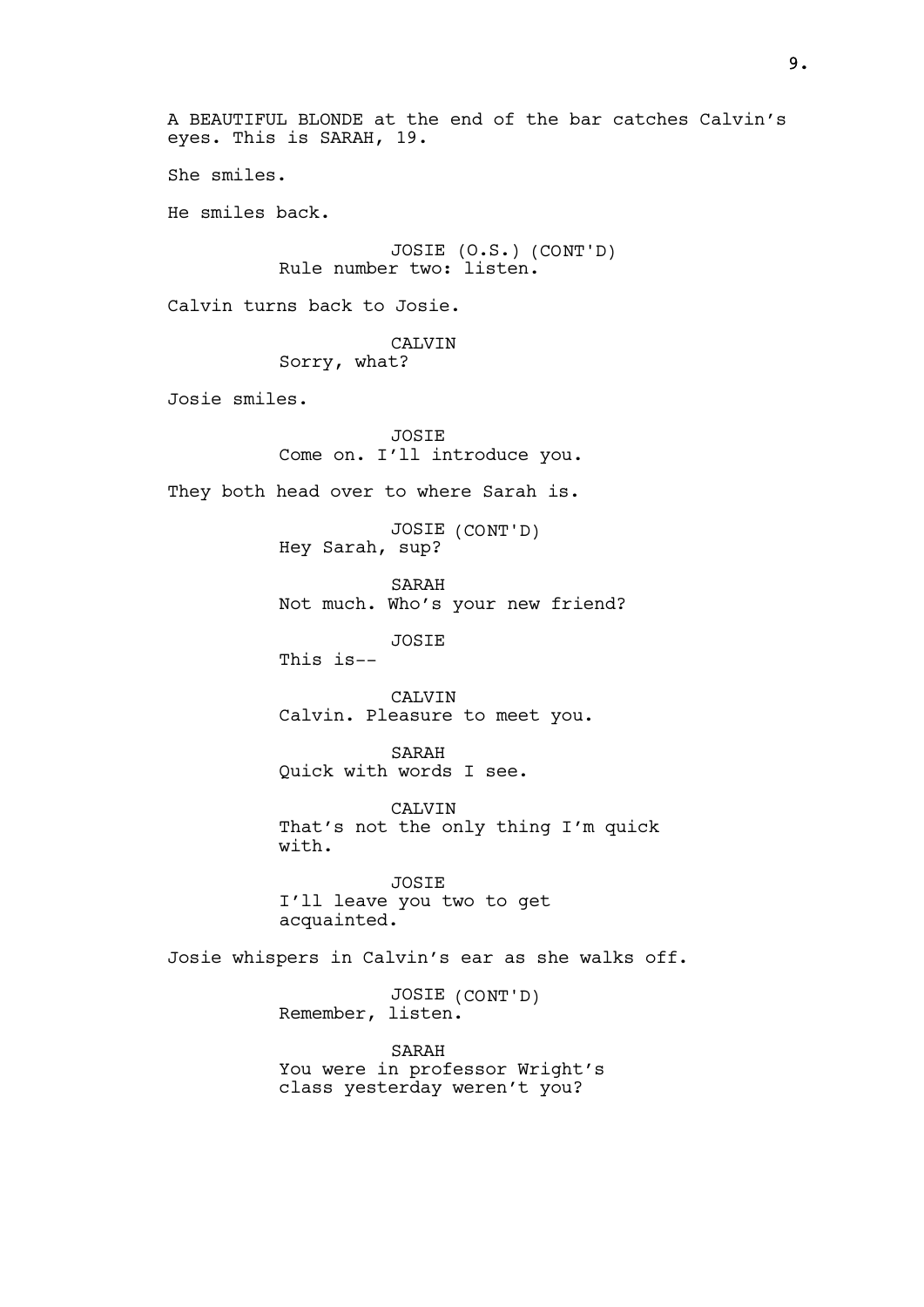A BEAUTIFUL BLONDE at the end of the bar catches Calvin's eyes. This is SARAH, 19.

She smiles.

He smiles back.

JOSIE (O.S.) (CONT'D)
Rule number two: listen.

Calvin turns back to Josie.

CALVIN
Sorry, what?

Josie smiles.

JOSIE
Come on. I'll introduce you.

They both head over to where Sarah is.

JOSIE (CONT'D)
Hey Sarah, sup?

SARAH
Not much. Who's your new friend?

JOSIE
This is--

CALVIN
Calvin. Pleasure to meet you.

SARAH
Quick with words I see.

CALVIN
That's not the only thing I'm quick with.

JOSIE
I'll leave you two to get acquainted.

Josie whispers in Calvin's ear as she walks off.

JOSIE (CONT'D)
Remember, listen.

SARAH
You were in professor Wright's class yesterday weren't you?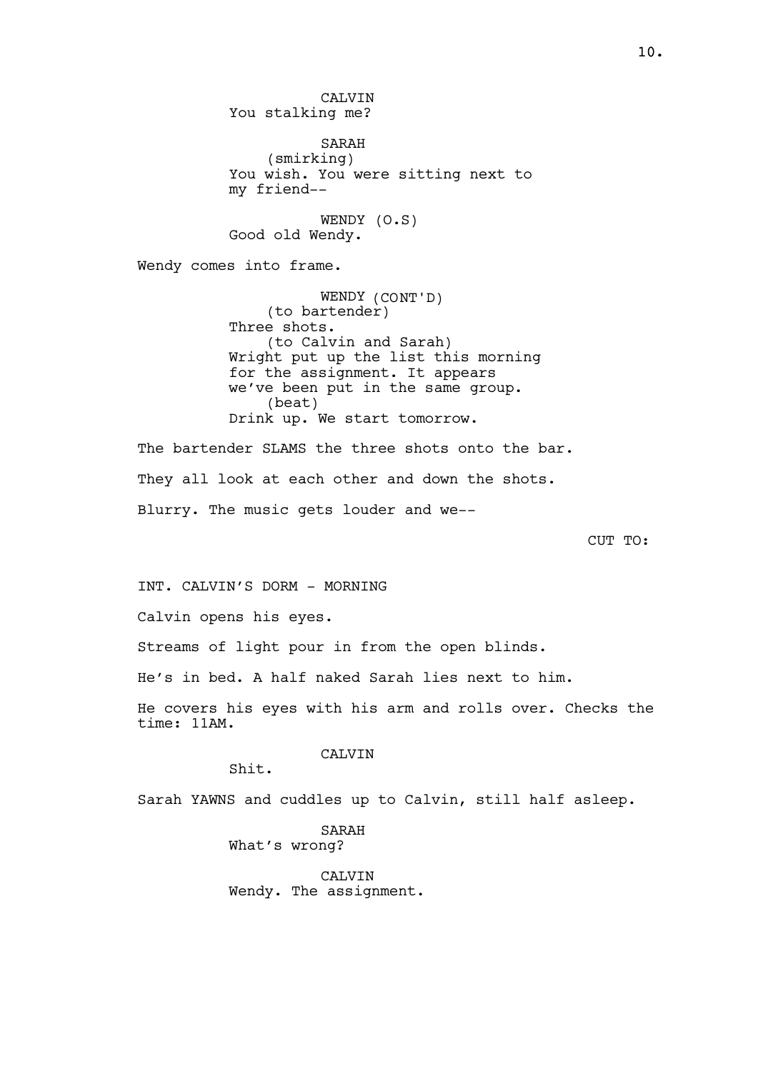CALVIN
You stalking me?

SARAH
(smirking)
You wish. You were sitting next to my friend--

WENDY (O.S)
Good old Wendy.

Wendy comes into frame.

WENDY (CONT'D)
(to bartender)
Three shots.
(to Calvin and Sarah)
Wright put up the list this morning for the assignment. It appears we've been put in the same group.
(beat)
Drink up. We start tomorrow.

The bartender SLAMS the three shots onto the bar.

They all look at each other and down the shots.

Blurry. The music gets louder and we--

CUT TO:

INT. CALVIN'S DORM - MORNING

Calvin opens his eyes.

Streams of light pour in from the open blinds.

He's in bed. A half naked Sarah lies next to him.

He covers his eyes with his arm and rolls over. Checks the time: 11AM.

CALVIN
Shit.

Sarah YAWNS and cuddles up to Calvin, still half asleep.

SARAH
What's wrong?

CALVIN
Wendy. The assignment.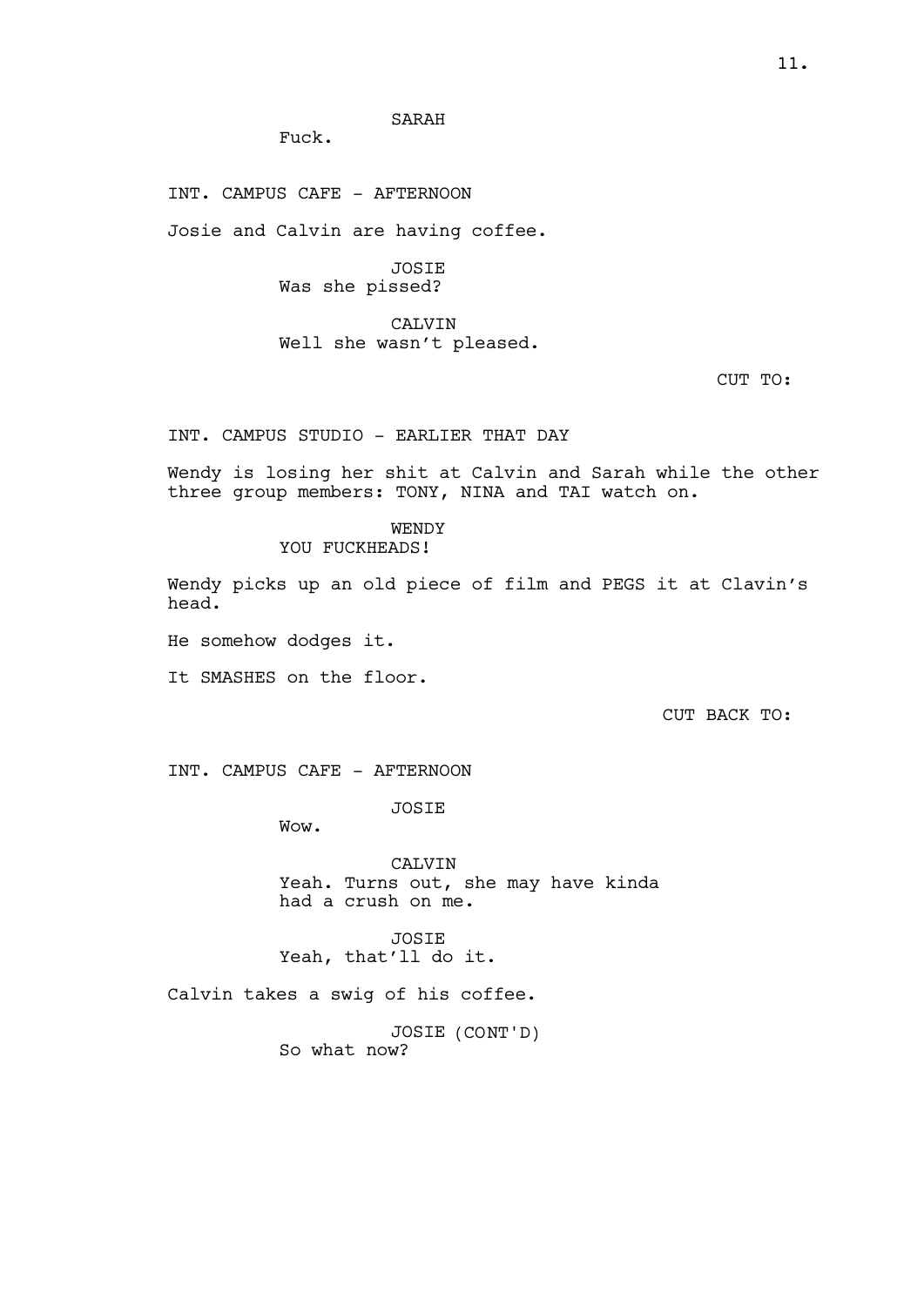SARAH

Fuck.

INT. CAMPUS CAFE - AFTERNOON

Josie and Calvin are having coffee.

JOSIE

Was she pissed?

CALVIN

Well she wasn't pleased.

CUT TO:

INT. CAMPUS STUDIO - EARLIER THAT DAY

Wendy is losing her shit at Calvin and Sarah while the other three group members: TONY, NINA and TAI watch on.

WENDY

YOU FUCKHEADS!

Wendy picks up an old piece of film and PEGS it at Clavin's head.

He somehow dodges it.

It SMASHES on the floor.

CUT BACK TO:

INT. CAMPUS CAFE - AFTERNOON

JOSIE

Wow.

CALVIN

Yeah. Turns out, she may have kinda had a crush on me.

JOSIE

Yeah, that'll do it.

Calvin takes a swig of his coffee.

JOSIE (CONT'D)

So what now?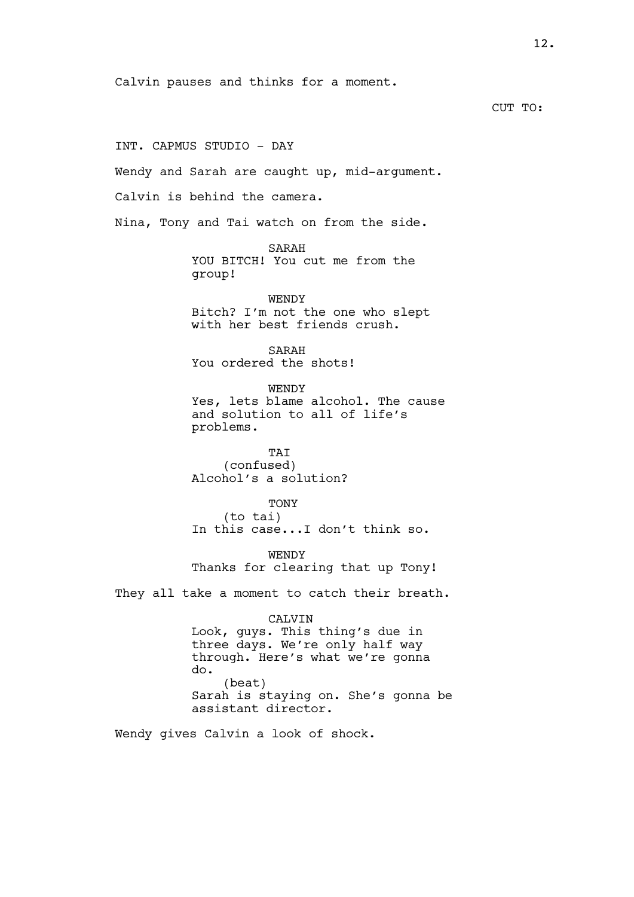Calvin pauses and thinks for a moment.

CUT TO:

INT. CAPMUS STUDIO - DAY

Wendy and Sarah are caught up, mid-argument.

Calvin is behind the camera.

Nina, Tony and Tai watch on from the side.

SARAH
YOU BITCH! You cut me from the group!

WENDY
Bitch? I'm not the one who slept with her best friends crush.

SARAH
You ordered the shots!

WENDY
Yes, lets blame alcohol. The cause and solution to all of life's problems.

TAI
(confused)
Alcohol's a solution?

TONY
(to tai)
In this case...I don't think so.

WENDY
Thanks for clearing that up Tony!

They all take a moment to catch their breath.

CALVIN
Look, guys. This thing's due in three days. We're only half way through. Here's what we're gonna do.
(beat)
Sarah is staying on. She's gonna be assistant director.

Wendy gives Calvin a look of shock.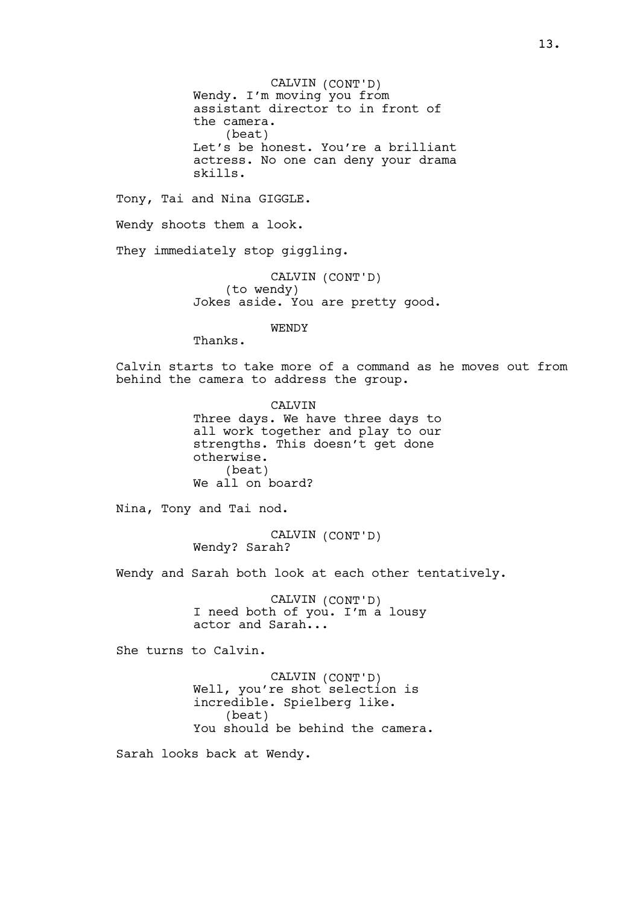CALVIN (CONT'D)
Wendy. I'm moving you from assistant director to in front of the camera.
(beat)
Let's be honest. You're a brilliant actress. No one can deny your drama skills.

Tony, Tai and Nina GIGGLE.

Wendy shoots them a look.

They immediately stop giggling.

CALVIN (CONT'D)
(to wendy)
Jokes aside. You are pretty good.

WENDY
Thanks.

Calvin starts to take more of a command as he moves out from behind the camera to address the group.

CALVIN
Three days. We have three days to all work together and play to our strengths. This doesn't get done otherwise.
(beat)
We all on board?

Nina, Tony and Tai nod.

CALVIN (CONT'D)
Wendy? Sarah?

Wendy and Sarah both look at each other tentatively.

CALVIN (CONT'D)
I need both of you. I'm a lousy actor and Sarah...

She turns to Calvin.

CALVIN (CONT'D)
Well, you're shot selection is incredible. Spielberg like.
(beat)
You should be behind the camera.

Sarah looks back at Wendy.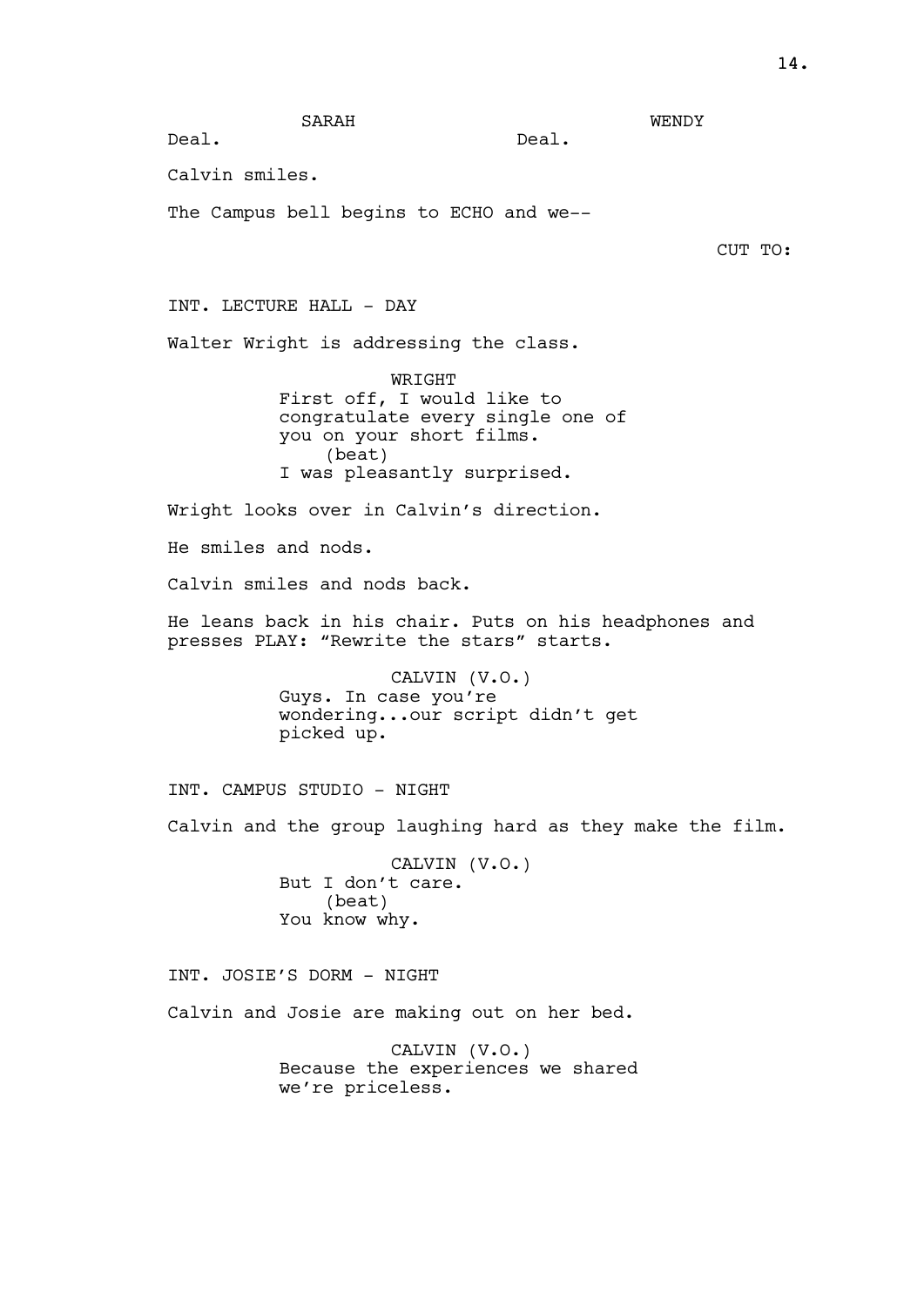SARAH
Deal.

WENDY
Deal.

Calvin smiles.

The Campus bell begins to ECHO and we--

CUT TO:

INT. LECTURE HALL - DAY

Walter Wright is addressing the class.

WRIGHT
First off, I would like to congratulate every single one of you on your short films.
(beat)
I was pleasantly surprised.

Wright looks over in Calvin's direction.

He smiles and nods.

Calvin smiles and nods back.

He leans back in his chair. Puts on his headphones and presses PLAY: "Rewrite the stars" starts.

CALVIN (V.O.)
Guys. In case you're wondering...our script didn't get picked up.

INT. CAMPUS STUDIO - NIGHT

Calvin and the group laughing hard as they make the film.

CALVIN (V.O.)
But I don't care.
(beat)
You know why.

INT. JOSIE'S DORM - NIGHT

Calvin and Josie are making out on her bed.

CALVIN (V.O.)
Because the experiences we shared we're priceless.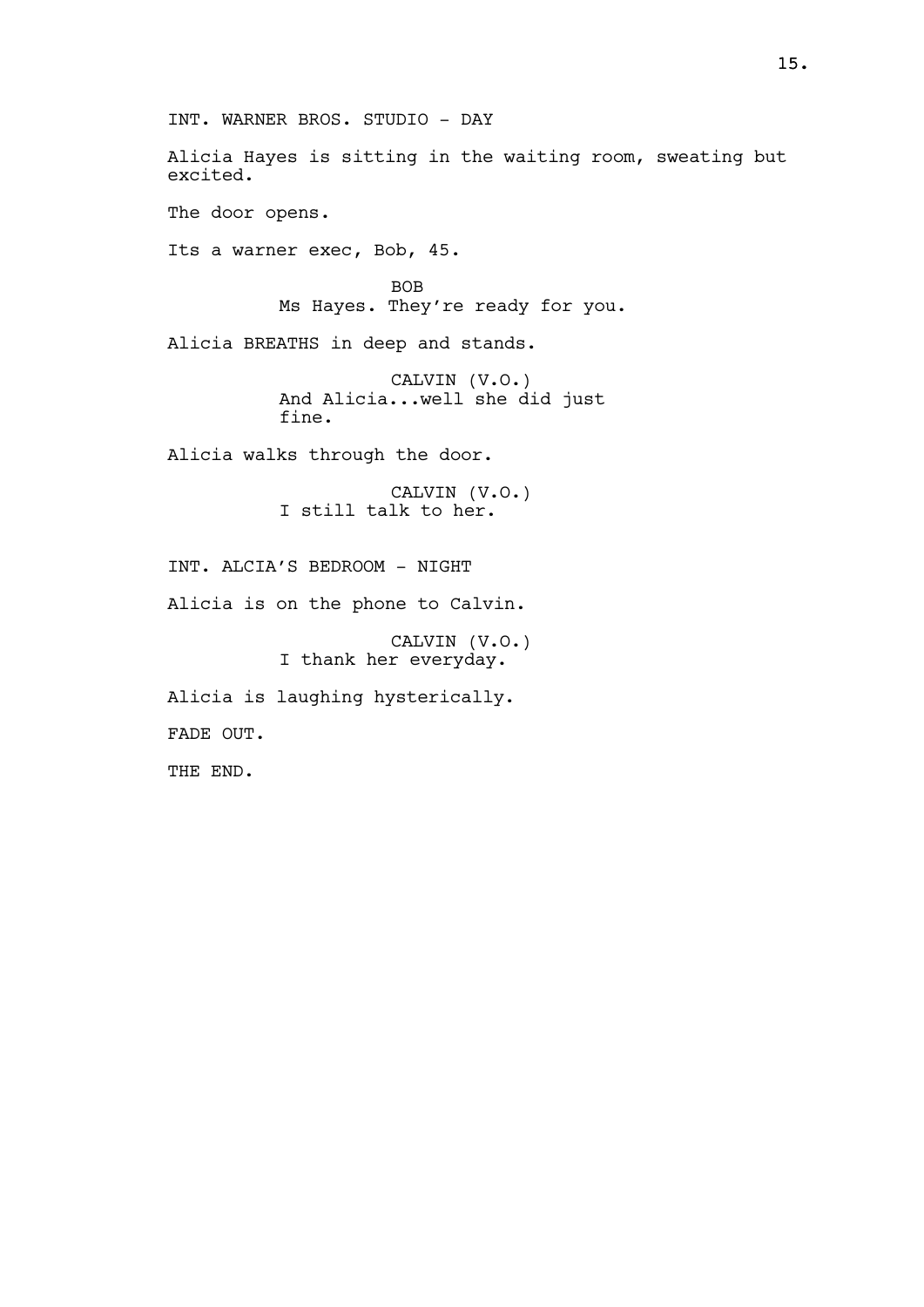INT. WARNER BROS. STUDIO - DAY

Alicia Hayes is sitting in the waiting room, sweating but excited.

The door opens.

Its a warner exec, Bob, 45.

BOB
Ms Hayes. They're ready for you.

Alicia BREATHS in deep and stands.

CALVIN (V.O.)
And Alicia...well she did just fine.

Alicia walks through the door.

CALVIN (V.O.)
I still talk to her.

INT. ALCIA'S BEDROOM - NIGHT

Alicia is on the phone to Calvin.

CALVIN (V.O.)
I thank her everyday.

Alicia is laughing hysterically.

FADE OUT.

THE END.